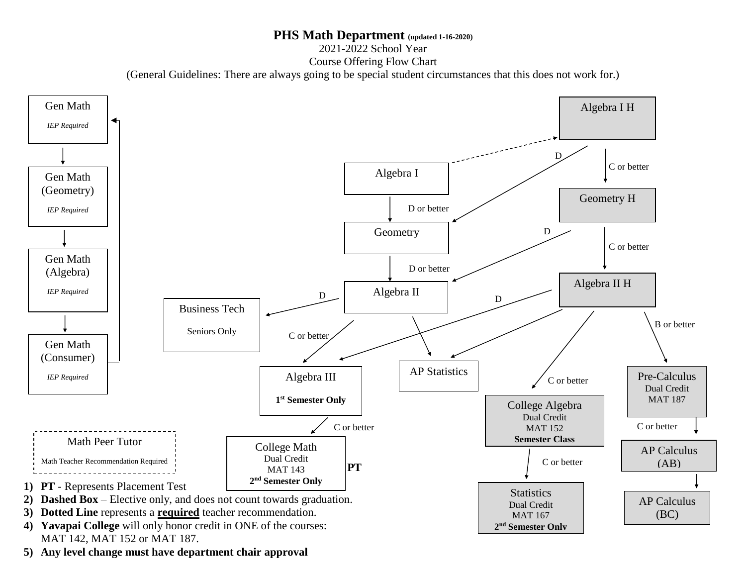# PHS Math Department (updated 1-16-2020)

2021-2022 School Year

Course Offering Flow Chart

(General Guidelines: There are always going to be special student circumstances that this does not work for.)

Gen Math
*IEP Required*

Gen Math (Geometry)
*IEP Required*

Gen Math (Algebra)
*IEP Required*

Gen Math (Consumer)
*IEP Required*

Algebra I H

Algebra I

D

C or better

Geometry H

D or better

Geometry

D

C or better

D or better

Algebra II H

Algebra II

D

D

Business Tech
Seniors Only

C or better

B or better

Algebra III
**1st Semester Only**

AP Statistics

C or better

Pre-Calculus
Dual Credit
MAT 187

College Algebra
Dual Credit
MAT 152
**Semester Class**

C or better

C or better

Math Peer Tutor
Math Teacher Recommendation Required

College Math
Dual Credit
MAT 143
**2nd Semester Only**

**PT**

C or better

AP Calculus (AB)

Statistics
Dual Credit
MAT 167
**2nd Semester Only**

AP Calculus (BC)

1) **PT** - Represents Placement Test
2) **Dashed Box** – Elective only, and does not count towards graduation.
3) **Dotted Line** represents a **required** teacher recommendation.
4) **Yavapai College** will only honor credit in ONE of the courses: MAT 142, MAT 152 or MAT 187.
5) **Any level change must have department chair approval**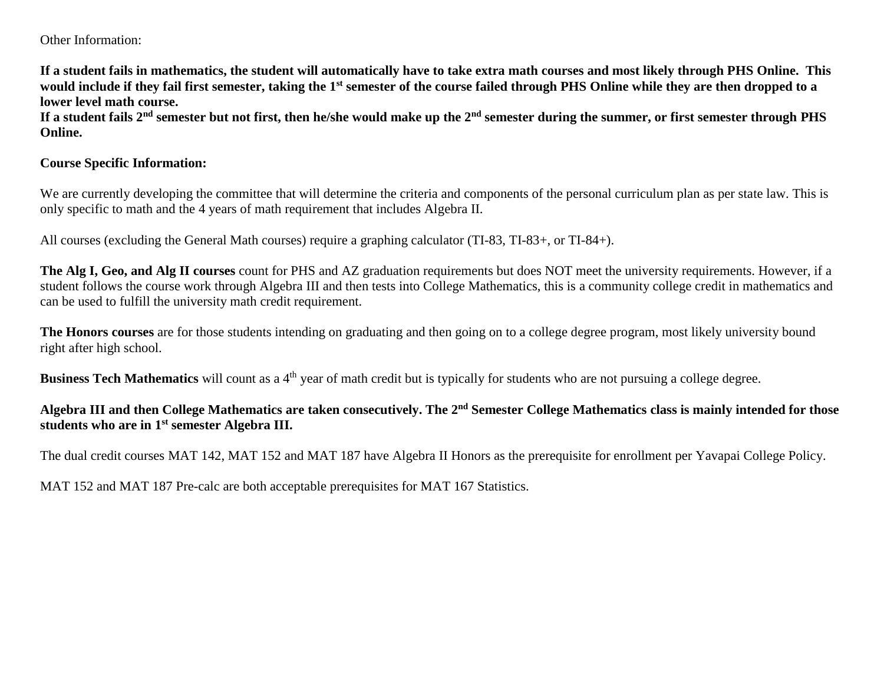Other Information:

**If a student fails in mathematics, the student will automatically have to take extra math courses and most likely through PHS Online. This would include if they fail first semester, taking the 1st semester of the course failed through PHS Online while they are then dropped to a lower level math course.**
**If a student fails 2nd semester but not first, then he/she would make up the 2nd semester during the summer, or first semester through PHS Online.**

**Course Specific Information:**

We are currently developing the committee that will determine the criteria and components of the personal curriculum plan as per state law. This is only specific to math and the 4 years of math requirement that includes Algebra II.

All courses (excluding the General Math courses) require a graphing calculator (TI-83, TI-83+, or TI-84+).

**The Alg I, Geo, and Alg II courses** count for PHS and AZ graduation requirements but does NOT meet the university requirements. However, if a student follows the course work through Algebra III and then tests into College Mathematics, this is a community college credit in mathematics and can be used to fulfill the university math credit requirement.

**The Honors courses** are for those students intending on graduating and then going on to a college degree program, most likely university bound right after high school.

**Business Tech Mathematics** will count as a 4th year of math credit but is typically for students who are not pursuing a college degree.

**Algebra III and then College Mathematics are taken consecutively. The 2nd Semester College Mathematics class is mainly intended for those students who are in 1st semester Algebra III.**

The dual credit courses MAT 142, MAT 152 and MAT 187 have Algebra II Honors as the prerequisite for enrollment per Yavapai College Policy.

MAT 152 and MAT 187 Pre-calc are both acceptable prerequisites for MAT 167 Statistics.